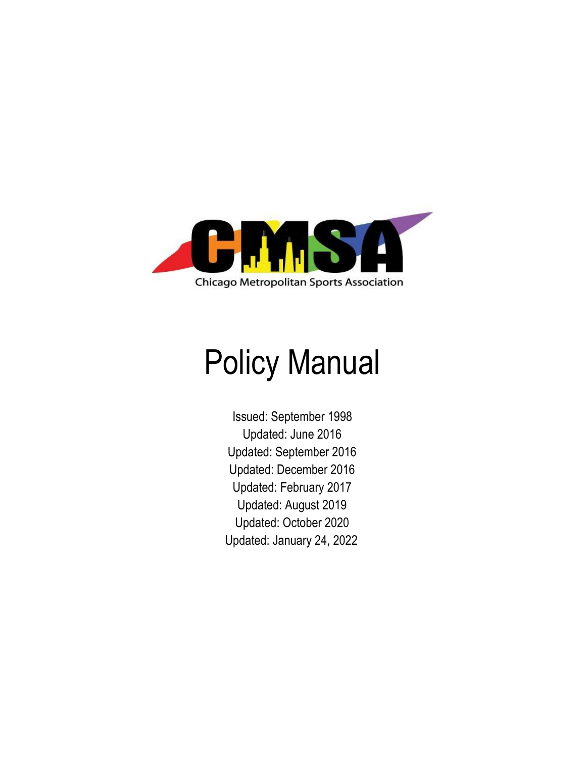CMSA

Chicago Metropolitan Sports Association

# Policy Manual

Issued: September 1998
Updated: June 2016
Updated: September 2016
Updated: December 2016
Updated: February 2017
Updated: August 2019
Updated: October 2020
Updated: January 24, 2022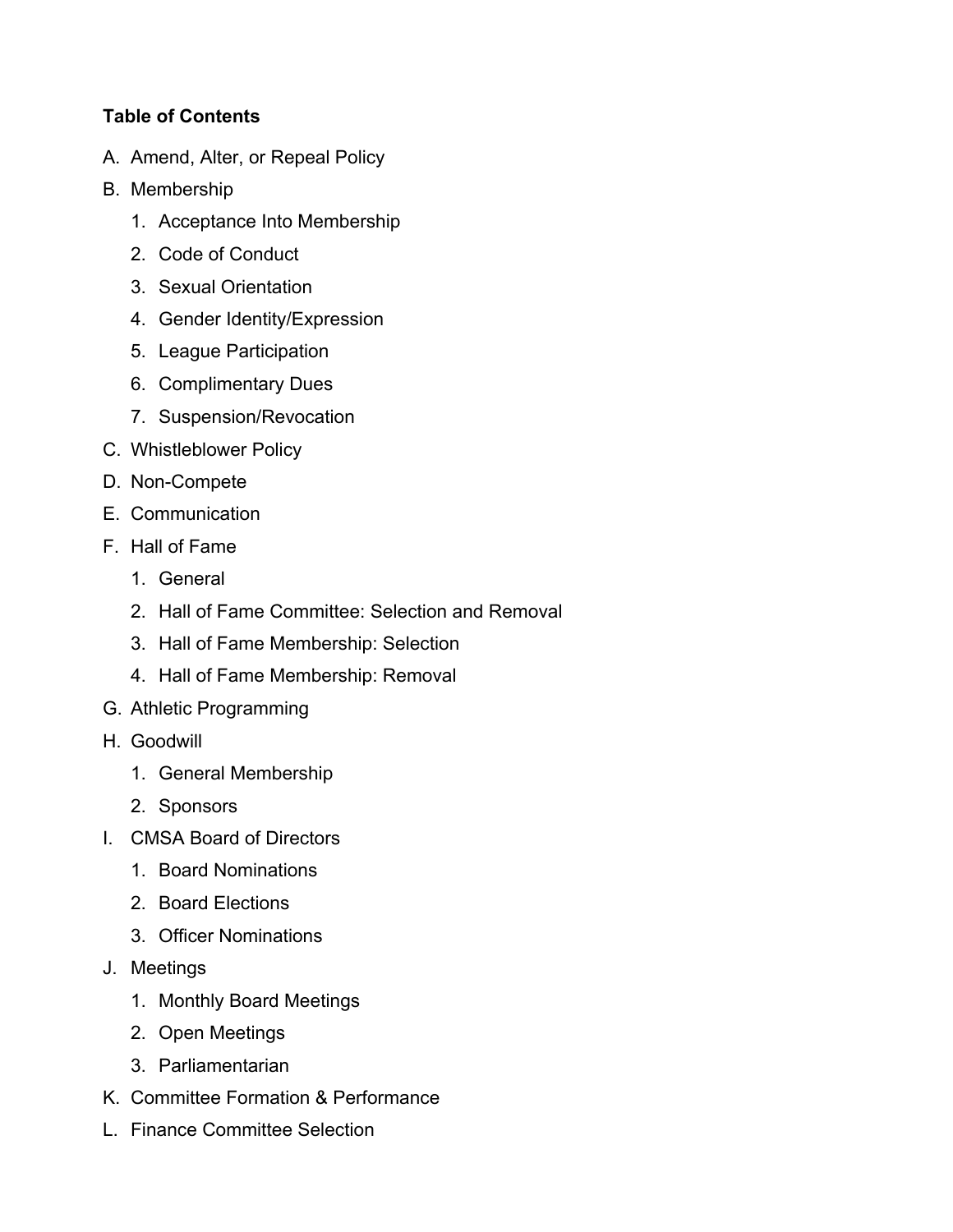**Table of Contents**

A. Amend, Alter, or Repeal Policy

B. Membership

   1. Acceptance Into Membership
   2. Code of Conduct
   3. Sexual Orientation
   4. Gender Identity/Expression
   5. League Participation
   6. Complimentary Dues
   7. Suspension/Revocation

C. Whistleblower Policy

D. Non-Compete

E. Communication

F. Hall of Fame

   1. General
   2. Hall of Fame Committee: Selection and Removal
   3. Hall of Fame Membership: Selection
   4. Hall of Fame Membership: Removal

G. Athletic Programming

H. Goodwill

   1. General Membership
   2. Sponsors

I. CMSA Board of Directors

   1. Board Nominations
   2. Board Elections
   3. Officer Nominations

J. Meetings

   1. Monthly Board Meetings
   2. Open Meetings
   3. Parliamentarian

K. Committee Formation & Performance

L. Finance Committee Selection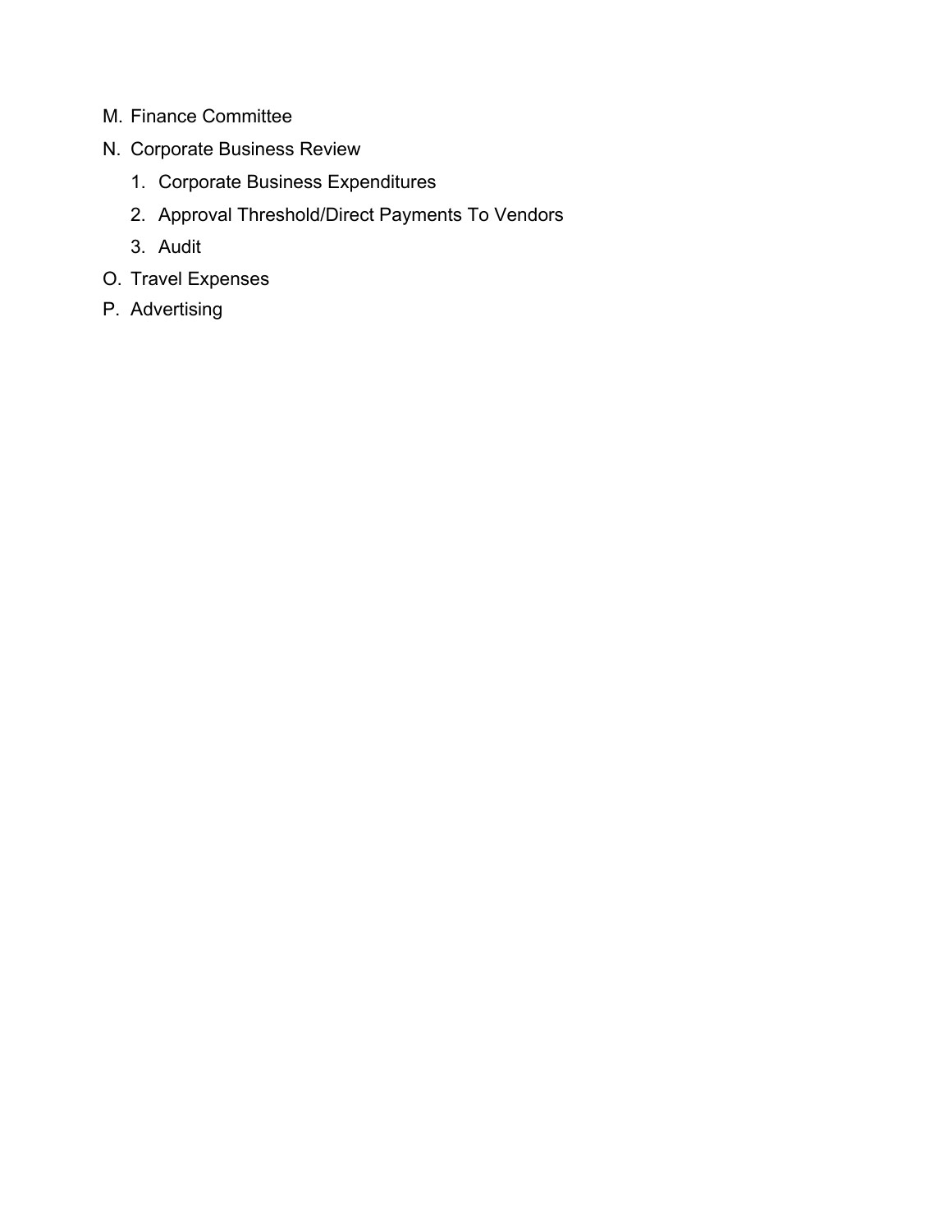M. Finance Committee

N. Corporate Business Review

   1. Corporate Business Expenditures
   2. Approval Threshold/Direct Payments To Vendors
   3. Audit

O. Travel Expenses

P. Advertising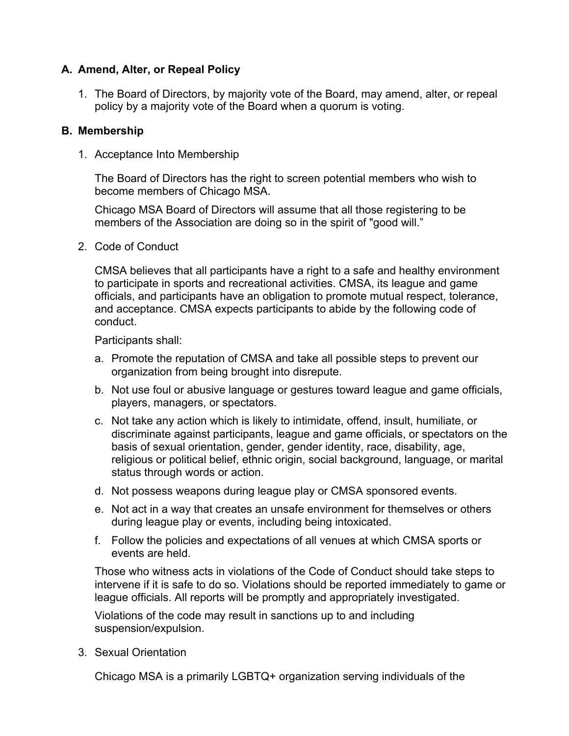## A. Amend, Alter, or Repeal Policy

1. The Board of Directors, by majority vote of the Board, may amend, alter, or repeal policy by a majority vote of the Board when a quorum is voting.

## B. Membership

1. Acceptance Into Membership

   The Board of Directors has the right to screen potential members who wish to become members of Chicago MSA.

   Chicago MSA Board of Directors will assume that all those registering to be members of the Association are doing so in the spirit of "good will."

2. Code of Conduct

   CMSA believes that all participants have a right to a safe and healthy environment to participate in sports and recreational activities. CMSA, its league and game officials, and participants have an obligation to promote mutual respect, tolerance, and acceptance. CMSA expects participants to abide by the following code of conduct.

   Participants shall:

   a. Promote the reputation of CMSA and take all possible steps to prevent our organization from being brought into disrepute.
   b. Not use foul or abusive language or gestures toward league and game officials, players, managers, or spectators.
   c. Not take any action which is likely to intimidate, offend, insult, humiliate, or discriminate against participants, league and game officials, or spectators on the basis of sexual orientation, gender, gender identity, race, disability, age, religious or political belief, ethnic origin, social background, language, or marital status through words or action.
   d. Not possess weapons during league play or CMSA sponsored events.
   e. Not act in a way that creates an unsafe environment for themselves or others during league play or events, including being intoxicated.
   f. Follow the policies and expectations of all venues at which CMSA sports or events are held.

   Those who witness acts in violations of the Code of Conduct should take steps to intervene if it is safe to do so. Violations should be reported immediately to game or league officials. All reports will be promptly and appropriately investigated.

   Violations of the code may result in sanctions up to and including suspension/expulsion.

3. Sexual Orientation

   Chicago MSA is a primarily LGBTQ+ organization serving individuals of the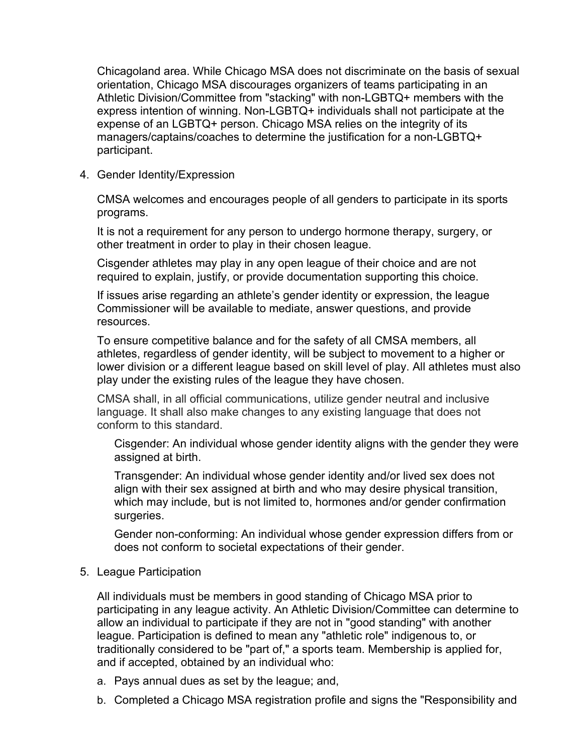Chicagoland area. While Chicago MSA does not discriminate on the basis of sexual orientation, Chicago MSA discourages organizers of teams participating in an Athletic Division/Committee from "stacking" with non-LGBTQ+ members with the express intention of winning. Non-LGBTQ+ individuals shall not participate at the expense of an LGBTQ+ person. Chicago MSA relies on the integrity of its managers/captains/coaches to determine the justification for a non-LGBTQ+ participant.

4. Gender Identity/Expression

   CMSA welcomes and encourages people of all genders to participate in its sports programs.

   It is not a requirement for any person to undergo hormone therapy, surgery, or other treatment in order to play in their chosen league.

   Cisgender athletes may play in any open league of their choice and are not required to explain, justify, or provide documentation supporting this choice.

   If issues arise regarding an athlete's gender identity or expression, the league Commissioner will be available to mediate, answer questions, and provide resources.

   To ensure competitive balance and for the safety of all CMSA members, all athletes, regardless of gender identity, will be subject to movement to a higher or lower division or a different league based on skill level of play. All athletes must also play under the existing rules of the league they have chosen.

   CMSA shall, in all official communications, utilize gender neutral and inclusive language. It shall also make changes to any existing language that does not conform to this standard.

   Cisgender: An individual whose gender identity aligns with the gender they were assigned at birth.

   Transgender: An individual whose gender identity and/or lived sex does not align with their sex assigned at birth and who may desire physical transition, which may include, but is not limited to, hormones and/or gender confirmation surgeries.

   Gender non-conforming: An individual whose gender expression differs from or does not conform to societal expectations of their gender.

5. League Participation

   All individuals must be members in good standing of Chicago MSA prior to participating in any league activity. An Athletic Division/Committee can determine to allow an individual to participate if they are not in "good standing" with another league. Participation is defined to mean any "athletic role" indigenous to, or traditionally considered to be "part of," a sports team. Membership is applied for, and if accepted, obtained by an individual who:

   a. Pays annual dues as set by the league; and,
   b. Completed a Chicago MSA registration profile and signs the "Responsibility and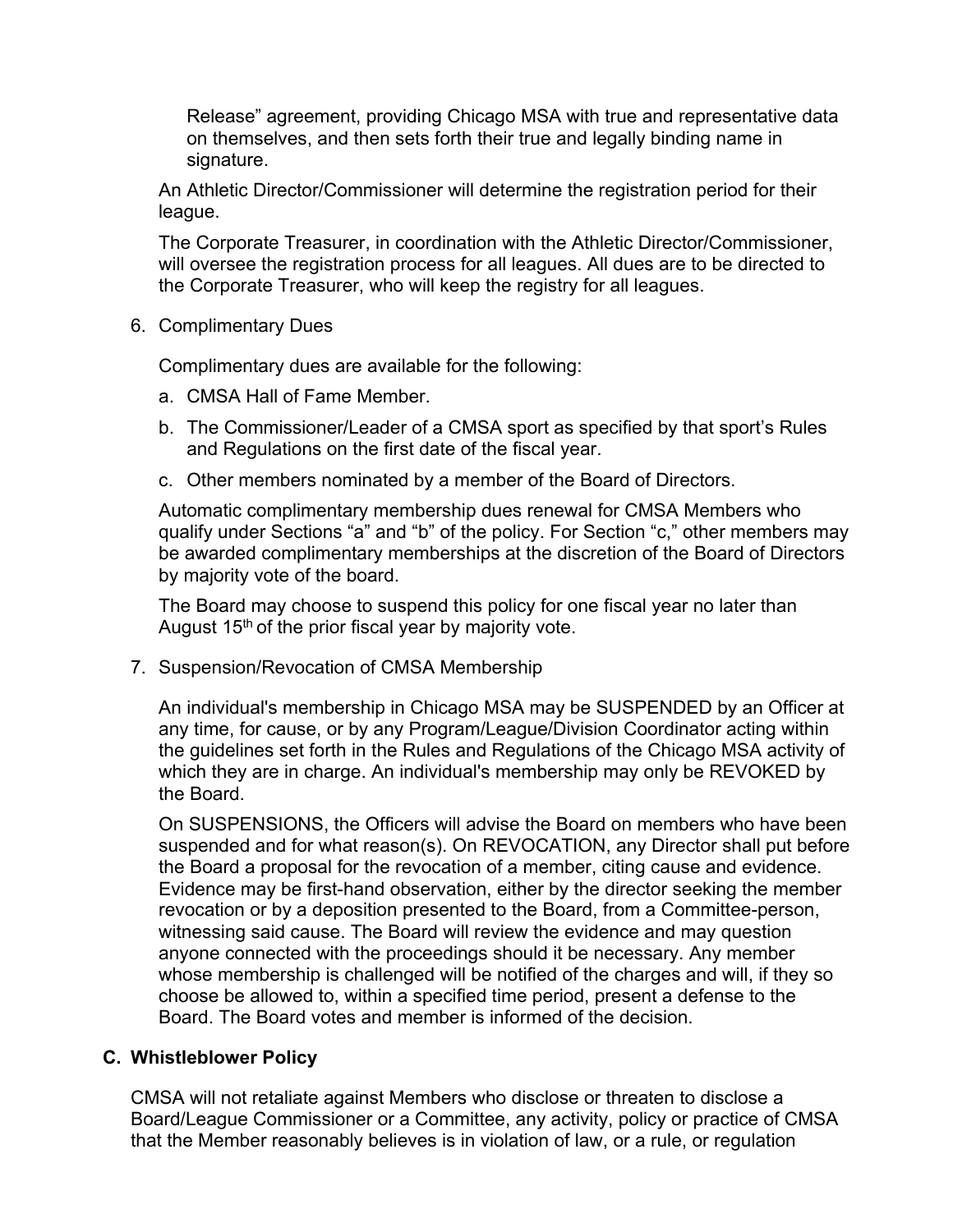Release" agreement, providing Chicago MSA with true and representative data on themselves, and then sets forth their true and legally binding name in signature.

An Athletic Director/Commissioner will determine the registration period for their league.

The Corporate Treasurer, in coordination with the Athletic Director/Commissioner, will oversee the registration process for all leagues. All dues are to be directed to the Corporate Treasurer, who will keep the registry for all leagues.

6. Complimentary Dues

   Complimentary dues are available for the following:

   a. CMSA Hall of Fame Member.
   b. The Commissioner/Leader of a CMSA sport as specified by that sport's Rules and Regulations on the first date of the fiscal year.
   c. Other members nominated by a member of the Board of Directors.

   Automatic complimentary membership dues renewal for CMSA Members who qualify under Sections "a" and "b" of the policy. For Section "c," other members may be awarded complimentary memberships at the discretion of the Board of Directors by majority vote of the board.

   The Board may choose to suspend this policy for one fiscal year no later than August 15th of the prior fiscal year by majority vote.

7. Suspension/Revocation of CMSA Membership

   An individual's membership in Chicago MSA may be SUSPENDED by an Officer at any time, for cause, or by any Program/League/Division Coordinator acting within the guidelines set forth in the Rules and Regulations of the Chicago MSA activity of which they are in charge. An individual's membership may only be REVOKED by the Board.

   On SUSPENSIONS, the Officers will advise the Board on members who have been suspended and for what reason(s). On REVOCATION, any Director shall put before the Board a proposal for the revocation of a member, citing cause and evidence. Evidence may be first-hand observation, either by the director seeking the member revocation or by a deposition presented to the Board, from a Committee-person, witnessing said cause. The Board will review the evidence and may question anyone connected with the proceedings should it be necessary. Any member whose membership is challenged will be notified of the charges and will, if they so choose be allowed to, within a specified time period, present a defense to the Board. The Board votes and member is informed of the decision.

## C. Whistleblower Policy

CMSA will not retaliate against Members who disclose or threaten to disclose a Board/League Commissioner or a Committee, any activity, policy or practice of CMSA that the Member reasonably believes is in violation of law, or a rule, or regulation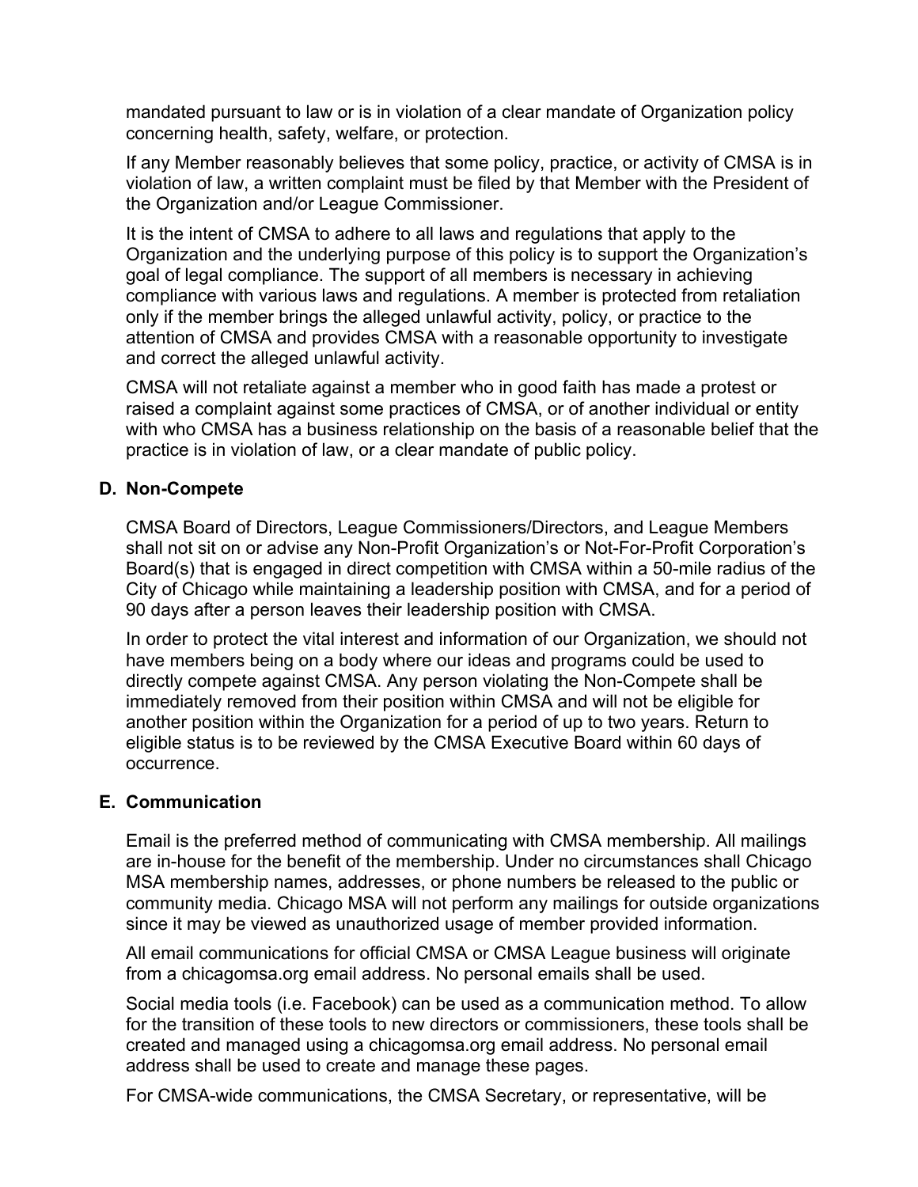mandated pursuant to law or is in violation of a clear mandate of Organization policy concerning health, safety, welfare, or protection.

If any Member reasonably believes that some policy, practice, or activity of CMSA is in violation of law, a written complaint must be filed by that Member with the President of the Organization and/or League Commissioner.

It is the intent of CMSA to adhere to all laws and regulations that apply to the Organization and the underlying purpose of this policy is to support the Organization's goal of legal compliance. The support of all members is necessary in achieving compliance with various laws and regulations. A member is protected from retaliation only if the member brings the alleged unlawful activity, policy, or practice to the attention of CMSA and provides CMSA with a reasonable opportunity to investigate and correct the alleged unlawful activity.

CMSA will not retaliate against a member who in good faith has made a protest or raised a complaint against some practices of CMSA, or of another individual or entity with who CMSA has a business relationship on the basis of a reasonable belief that the practice is in violation of law, or a clear mandate of public policy.

### D. Non-Compete

CMSA Board of Directors, League Commissioners/Directors, and League Members shall not sit on or advise any Non-Profit Organization's or Not-For-Profit Corporation's Board(s) that is engaged in direct competition with CMSA within a 50-mile radius of the City of Chicago while maintaining a leadership position with CMSA, and for a period of 90 days after a person leaves their leadership position with CMSA.

In order to protect the vital interest and information of our Organization, we should not have members being on a body where our ideas and programs could be used to directly compete against CMSA. Any person violating the Non-Compete shall be immediately removed from their position within CMSA and will not be eligible for another position within the Organization for a period of up to two years. Return to eligible status is to be reviewed by the CMSA Executive Board within 60 days of occurrence.

### E. Communication

Email is the preferred method of communicating with CMSA membership. All mailings are in-house for the benefit of the membership. Under no circumstances shall Chicago MSA membership names, addresses, or phone numbers be released to the public or community media. Chicago MSA will not perform any mailings for outside organizations since it may be viewed as unauthorized usage of member provided information.

All email communications for official CMSA or CMSA League business will originate from a chicagomsa.org email address. No personal emails shall be used.

Social media tools (i.e. Facebook) can be used as a communication method. To allow for the transition of these tools to new directors or commissioners, these tools shall be created and managed using a chicagomsa.org email address. No personal email address shall be used to create and manage these pages.

For CMSA-wide communications, the CMSA Secretary, or representative, will be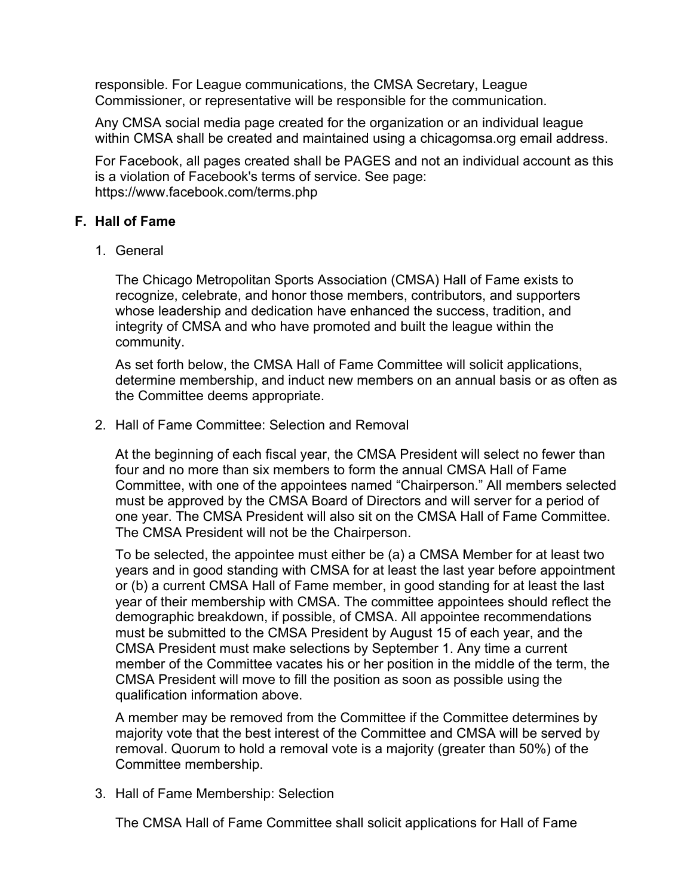responsible. For League communications, the CMSA Secretary, League Commissioner, or representative will be responsible for the communication.

Any CMSA social media page created for the organization or an individual league within CMSA shall be created and maintained using a chicagomsa.org email address.

For Facebook, all pages created shall be PAGES and not an individual account as this is a violation of Facebook's terms of service. See page: https://www.facebook.com/terms.php

### F. Hall of Fame

1. General

   The Chicago Metropolitan Sports Association (CMSA) Hall of Fame exists to recognize, celebrate, and honor those members, contributors, and supporters whose leadership and dedication have enhanced the success, tradition, and integrity of CMSA and who have promoted and built the league within the community.

   As set forth below, the CMSA Hall of Fame Committee will solicit applications, determine membership, and induct new members on an annual basis or as often as the Committee deems appropriate.

2. Hall of Fame Committee: Selection and Removal

   At the beginning of each fiscal year, the CMSA President will select no fewer than four and no more than six members to form the annual CMSA Hall of Fame Committee, with one of the appointees named "Chairperson." All members selected must be approved by the CMSA Board of Directors and will server for a period of one year. The CMSA President will also sit on the CMSA Hall of Fame Committee. The CMSA President will not be the Chairperson.

   To be selected, the appointee must either be (a) a CMSA Member for at least two years and in good standing with CMSA for at least the last year before appointment or (b) a current CMSA Hall of Fame member, in good standing for at least the last year of their membership with CMSA. The committee appointees should reflect the demographic breakdown, if possible, of CMSA. All appointee recommendations must be submitted to the CMSA President by August 15 of each year, and the CMSA President must make selections by September 1. Any time a current member of the Committee vacates his or her position in the middle of the term, the CMSA President will move to fill the position as soon as possible using the qualification information above.

   A member may be removed from the Committee if the Committee determines by majority vote that the best interest of the Committee and CMSA will be served by removal. Quorum to hold a removal vote is a majority (greater than 50%) of the Committee membership.

3. Hall of Fame Membership: Selection

   The CMSA Hall of Fame Committee shall solicit applications for Hall of Fame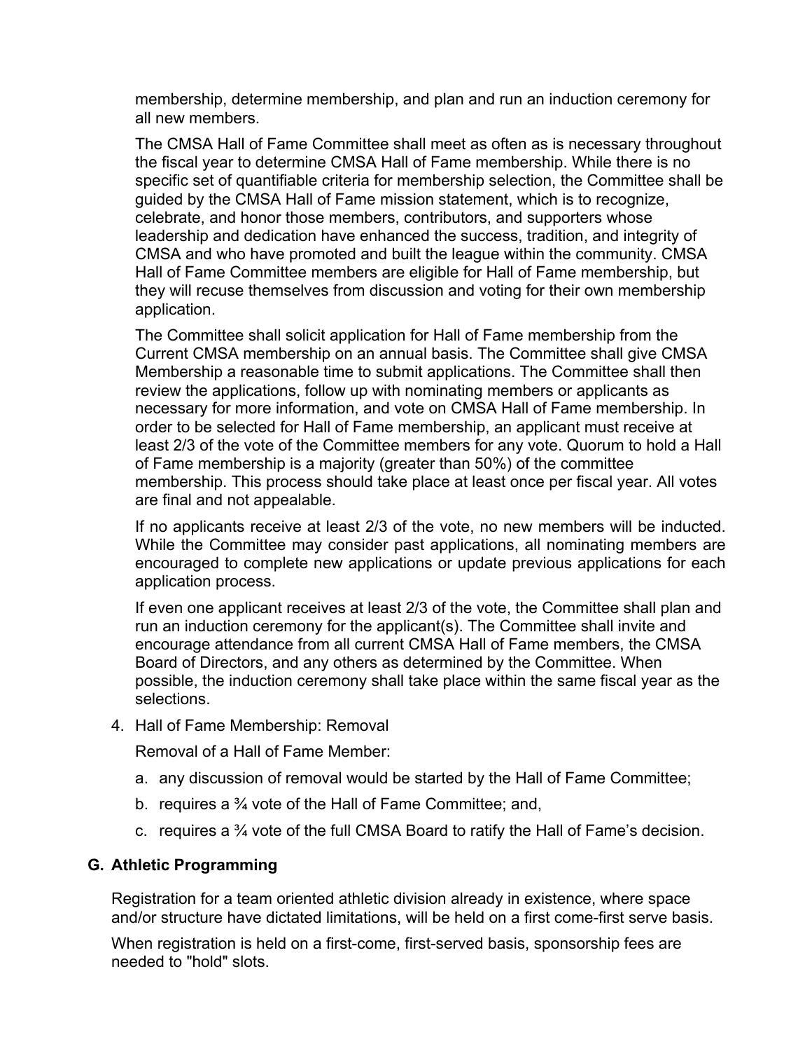membership, determine membership, and plan and run an induction ceremony for all new members.

The CMSA Hall of Fame Committee shall meet as often as is necessary throughout the fiscal year to determine CMSA Hall of Fame membership. While there is no specific set of quantifiable criteria for membership selection, the Committee shall be guided by the CMSA Hall of Fame mission statement, which is to recognize, celebrate, and honor those members, contributors, and supporters whose leadership and dedication have enhanced the success, tradition, and integrity of CMSA and who have promoted and built the league within the community. CMSA Hall of Fame Committee members are eligible for Hall of Fame membership, but they will recuse themselves from discussion and voting for their own membership application.

The Committee shall solicit application for Hall of Fame membership from the Current CMSA membership on an annual basis. The Committee shall give CMSA Membership a reasonable time to submit applications. The Committee shall then review the applications, follow up with nominating members or applicants as necessary for more information, and vote on CMSA Hall of Fame membership. In order to be selected for Hall of Fame membership, an applicant must receive at least 2/3 of the vote of the Committee members for any vote. Quorum to hold a Hall of Fame membership is a majority (greater than 50%) of the committee membership. This process should take place at least once per fiscal year. All votes are final and not appealable.

If no applicants receive at least 2/3 of the vote, no new members will be inducted. While the Committee may consider past applications, all nominating members are encouraged to complete new applications or update previous applications for each application process.

If even one applicant receives at least 2/3 of the vote, the Committee shall plan and run an induction ceremony for the applicant(s). The Committee shall invite and encourage attendance from all current CMSA Hall of Fame members, the CMSA Board of Directors, and any others as determined by the Committee. When possible, the induction ceremony shall take place within the same fiscal year as the selections.

4. Hall of Fame Membership: Removal

   Removal of a Hall of Fame Member:

   a. any discussion of removal would be started by the Hall of Fame Committee;
   b. requires a ¾ vote of the Hall of Fame Committee; and,
   c. requires a ¾ vote of the full CMSA Board to ratify the Hall of Fame's decision.

## G. Athletic Programming

Registration for a team oriented athletic division already in existence, where space and/or structure have dictated limitations, will be held on a first come-first serve basis.

When registration is held on a first-come, first-served basis, sponsorship fees are needed to "hold" slots.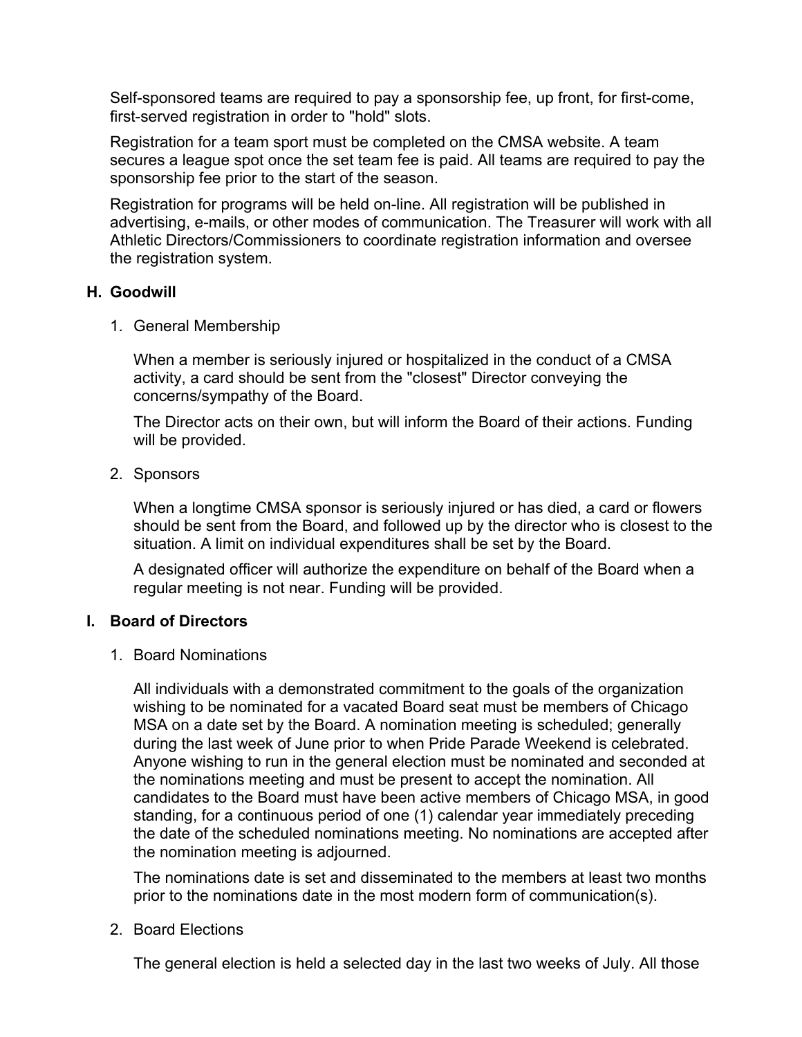Self-sponsored teams are required to pay a sponsorship fee, up front, for first-come, first-served registration in order to "hold" slots.

Registration for a team sport must be completed on the CMSA website. A team secures a league spot once the set team fee is paid. All teams are required to pay the sponsorship fee prior to the start of the season.

Registration for programs will be held on-line. All registration will be published in advertising, e-mails, or other modes of communication. The Treasurer will work with all Athletic Directors/Commissioners to coordinate registration information and oversee the registration system.

### H. Goodwill

1. General Membership

   When a member is seriously injured or hospitalized in the conduct of a CMSA activity, a card should be sent from the "closest" Director conveying the concerns/sympathy of the Board.

   The Director acts on their own, but will inform the Board of their actions. Funding will be provided.

2. Sponsors

   When a longtime CMSA sponsor is seriously injured or has died, a card or flowers should be sent from the Board, and followed up by the director who is closest to the situation. A limit on individual expenditures shall be set by the Board.

   A designated officer will authorize the expenditure on behalf of the Board when a regular meeting is not near. Funding will be provided.

### I. Board of Directors

1. Board Nominations

   All individuals with a demonstrated commitment to the goals of the organization wishing to be nominated for a vacated Board seat must be members of Chicago MSA on a date set by the Board. A nomination meeting is scheduled; generally during the last week of June prior to when Pride Parade Weekend is celebrated. Anyone wishing to run in the general election must be nominated and seconded at the nominations meeting and must be present to accept the nomination. All candidates to the Board must have been active members of Chicago MSA, in good standing, for a continuous period of one (1) calendar year immediately preceding the date of the scheduled nominations meeting. No nominations are accepted after the nomination meeting is adjourned.

   The nominations date is set and disseminated to the members at least two months prior to the nominations date in the most modern form of communication(s).

2. Board Elections

   The general election is held a selected day in the last two weeks of July. All those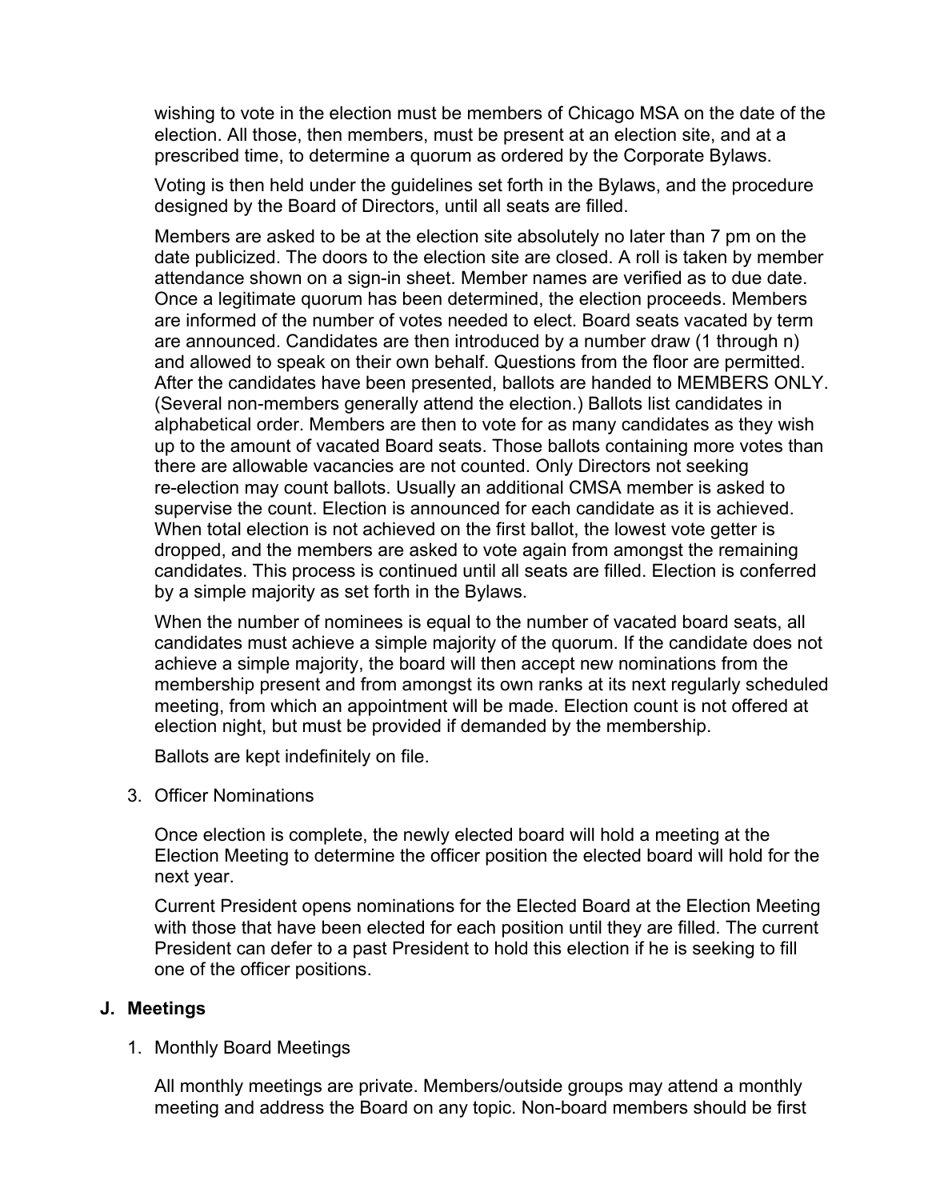wishing to vote in the election must be members of Chicago MSA on the date of the election. All those, then members, must be present at an election site, and at a prescribed time, to determine a quorum as ordered by the Corporate Bylaws.

Voting is then held under the guidelines set forth in the Bylaws, and the procedure designed by the Board of Directors, until all seats are filled.

Members are asked to be at the election site absolutely no later than 7 pm on the date publicized. The doors to the election site are closed. A roll is taken by member attendance shown on a sign-in sheet. Member names are verified as to due date. Once a legitimate quorum has been determined, the election proceeds. Members are informed of the number of votes needed to elect. Board seats vacated by term are announced. Candidates are then introduced by a number draw (1 through n) and allowed to speak on their own behalf. Questions from the floor are permitted. After the candidates have been presented, ballots are handed to MEMBERS ONLY. (Several non-members generally attend the election.) Ballots list candidates in alphabetical order. Members are then to vote for as many candidates as they wish up to the amount of vacated Board seats. Those ballots containing more votes than there are allowable vacancies are not counted. Only Directors not seeking re-election may count ballots. Usually an additional CMSA member is asked to supervise the count. Election is announced for each candidate as it is achieved. When total election is not achieved on the first ballot, the lowest vote getter is dropped, and the members are asked to vote again from amongst the remaining candidates. This process is continued until all seats are filled. Election is conferred by a simple majority as set forth in the Bylaws.

When the number of nominees is equal to the number of vacated board seats, all candidates must achieve a simple majority of the quorum. If the candidate does not achieve a simple majority, the board will then accept new nominations from the membership present and from amongst its own ranks at its next regularly scheduled meeting, from which an appointment will be made. Election count is not offered at election night, but must be provided if demanded by the membership.

Ballots are kept indefinitely on file.

3. Officer Nominations

   Once election is complete, the newly elected board will hold a meeting at the Election Meeting to determine the officer position the elected board will hold for the next year.

   Current President opens nominations for the Elected Board at the Election Meeting with those that have been elected for each position until they are filled. The current President can defer to a past President to hold this election if he is seeking to fill one of the officer positions.

## J. Meetings

1. Monthly Board Meetings

   All monthly meetings are private. Members/outside groups may attend a monthly meeting and address the Board on any topic. Non-board members should be first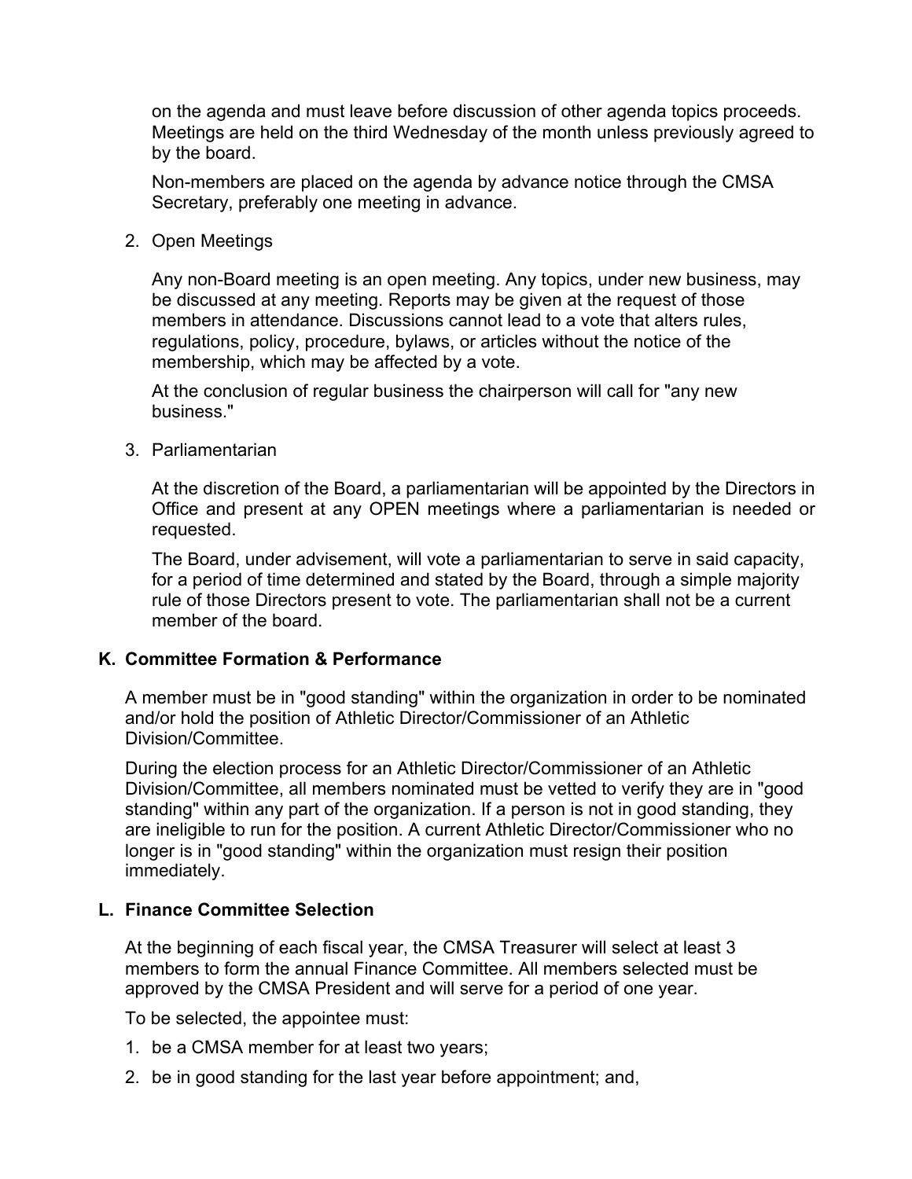on the agenda and must leave before discussion of other agenda topics proceeds. Meetings are held on the third Wednesday of the month unless previously agreed to by the board.

Non-members are placed on the agenda by advance notice through the CMSA Secretary, preferably one meeting in advance.

2. Open Meetings

   Any non-Board meeting is an open meeting. Any topics, under new business, may be discussed at any meeting. Reports may be given at the request of those members in attendance. Discussions cannot lead to a vote that alters rules, regulations, policy, procedure, bylaws, or articles without the notice of the membership, which may be affected by a vote.

   At the conclusion of regular business the chairperson will call for "any new business."

3. Parliamentarian

   At the discretion of the Board, a parliamentarian will be appointed by the Directors in Office and present at any OPEN meetings where a parliamentarian is needed or requested.

   The Board, under advisement, will vote a parliamentarian to serve in said capacity, for a period of time determined and stated by the Board, through a simple majority rule of those Directors present to vote. The parliamentarian shall not be a current member of the board.

### K. Committee Formation & Performance

A member must be in "good standing" within the organization in order to be nominated and/or hold the position of Athletic Director/Commissioner of an Athletic Division/Committee.

During the election process for an Athletic Director/Commissioner of an Athletic Division/Committee, all members nominated must be vetted to verify they are in "good standing" within any part of the organization. If a person is not in good standing, they are ineligible to run for the position. A current Athletic Director/Commissioner who no longer is in "good standing" within the organization must resign their position immediately.

### L. Finance Committee Selection

At the beginning of each fiscal year, the CMSA Treasurer will select at least 3 members to form the annual Finance Committee. All members selected must be approved by the CMSA President and will serve for a period of one year.

To be selected, the appointee must:

1. be a CMSA member for at least two years;
2. be in good standing for the last year before appointment; and,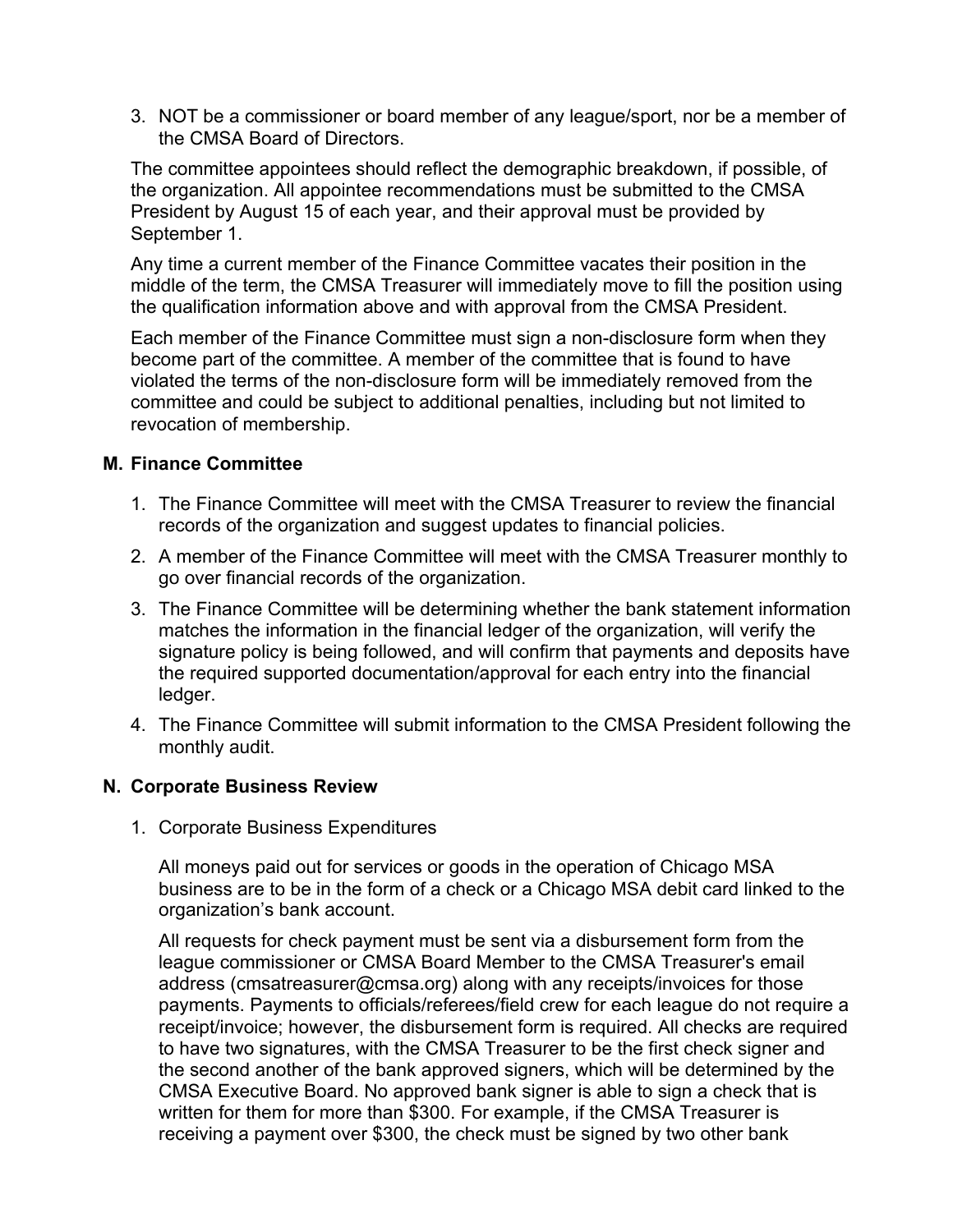3. NOT be a commissioner or board member of any league/sport, nor be a member of the CMSA Board of Directors.

The committee appointees should reflect the demographic breakdown, if possible, of the organization. All appointee recommendations must be submitted to the CMSA President by August 15 of each year, and their approval must be provided by September 1.

Any time a current member of the Finance Committee vacates their position in the middle of the term, the CMSA Treasurer will immediately move to fill the position using the qualification information above and with approval from the CMSA President.

Each member of the Finance Committee must sign a non-disclosure form when they become part of the committee. A member of the committee that is found to have violated the terms of the non-disclosure form will be immediately removed from the committee and could be subject to additional penalties, including but not limited to revocation of membership.

### M. Finance Committee

1. The Finance Committee will meet with the CMSA Treasurer to review the financial records of the organization and suggest updates to financial policies.
2. A member of the Finance Committee will meet with the CMSA Treasurer monthly to go over financial records of the organization.
3. The Finance Committee will be determining whether the bank statement information matches the information in the financial ledger of the organization, will verify the signature policy is being followed, and will confirm that payments and deposits have the required supported documentation/approval for each entry into the financial ledger.
4. The Finance Committee will submit information to the CMSA President following the monthly audit.

### N. Corporate Business Review

1. Corporate Business Expenditures

   All moneys paid out for services or goods in the operation of Chicago MSA business are to be in the form of a check or a Chicago MSA debit card linked to the organization's bank account.

   All requests for check payment must be sent via a disbursement form from the league commissioner or CMSA Board Member to the CMSA Treasurer's email address (cmsatreasurer@cmsa.org) along with any receipts/invoices for those payments. Payments to officials/referees/field crew for each league do not require a receipt/invoice; however, the disbursement form is required. All checks are required to have two signatures, with the CMSA Treasurer to be the first check signer and the second another of the bank approved signers, which will be determined by the CMSA Executive Board. No approved bank signer is able to sign a check that is written for them for more than $300. For example, if the CMSA Treasurer is receiving a payment over $300, the check must be signed by two other bank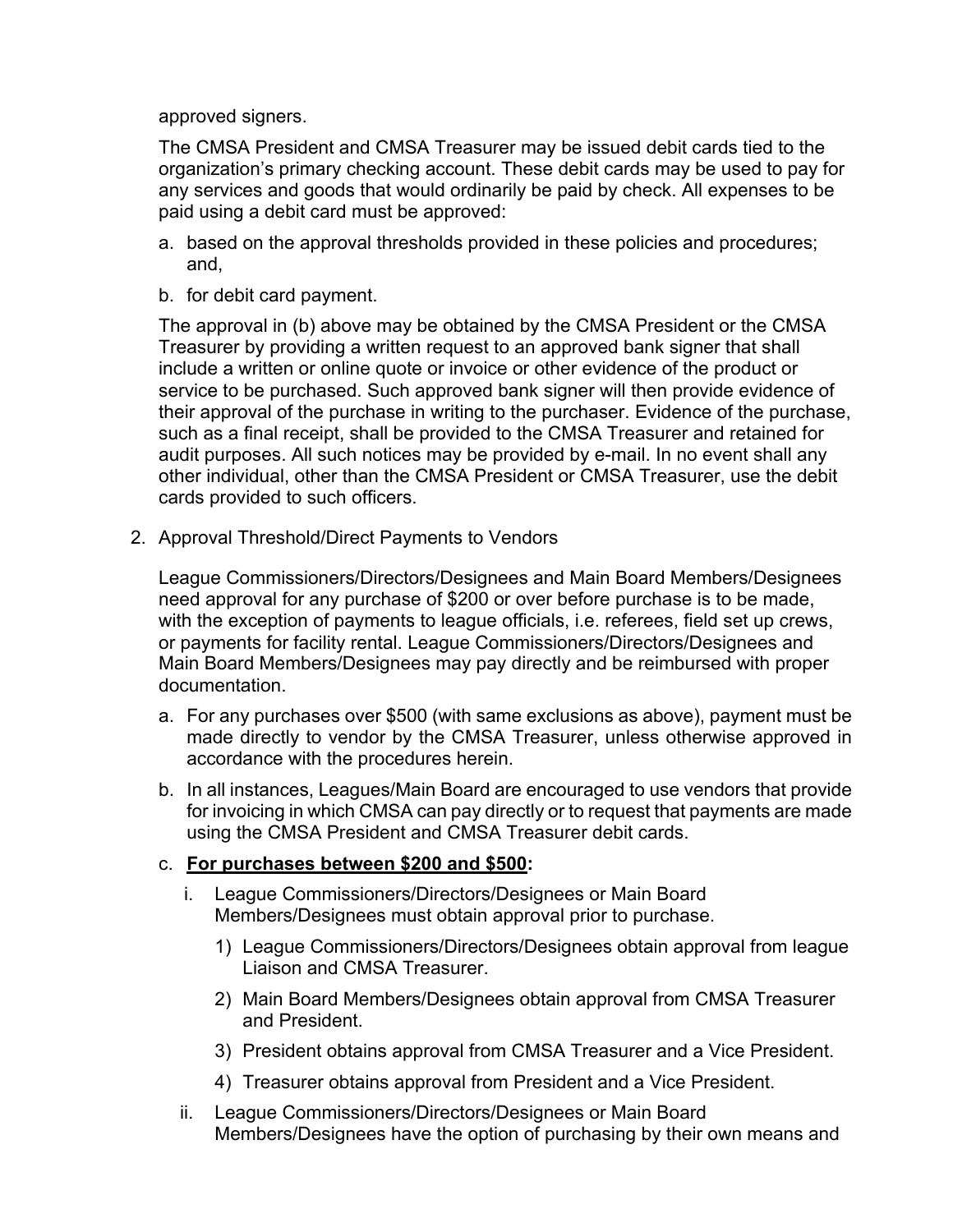approved signers.

The CMSA President and CMSA Treasurer may be issued debit cards tied to the organization's primary checking account. These debit cards may be used to pay for any services and goods that would ordinarily be paid by check. All expenses to be paid using a debit card must be approved:

a. based on the approval thresholds provided in these policies and procedures; and,
b. for debit card payment.

The approval in (b) above may be obtained by the CMSA President or the CMSA Treasurer by providing a written request to an approved bank signer that shall include a written or online quote or invoice or other evidence of the product or service to be purchased. Such approved bank signer will then provide evidence of their approval of the purchase in writing to the purchaser. Evidence of the purchase, such as a final receipt, shall be provided to the CMSA Treasurer and retained for audit purposes. All such notices may be provided by e-mail. In no event shall any other individual, other than the CMSA President or CMSA Treasurer, use the debit cards provided to such officers.

2. Approval Threshold/Direct Payments to Vendors

   League Commissioners/Directors/Designees and Main Board Members/Designees need approval for any purchase of $200 or over before purchase is to be made, with the exception of payments to league officials, i.e. referees, field set up crews, or payments for facility rental. League Commissioners/Directors/Designees and Main Board Members/Designees may pay directly and be reimbursed with proper documentation.

   a. For any purchases over $500 (with same exclusions as above), payment must be made directly to vendor by the CMSA Treasurer, unless otherwise approved in accordance with the procedures herein.
   b. In all instances, Leagues/Main Board are encouraged to use vendors that provide for invoicing in which CMSA can pay directly or to request that payments are made using the CMSA President and CMSA Treasurer debit cards.
   c. **<u>For purchases between $200 and $500</u>:**
      i. League Commissioners/Directors/Designees or Main Board Members/Designees must obtain approval prior to purchase.
         1) League Commissioners/Directors/Designees obtain approval from league Liaison and CMSA Treasurer.
         2) Main Board Members/Designees obtain approval from CMSA Treasurer and President.
         3) President obtains approval from CMSA Treasurer and a Vice President.
         4) Treasurer obtains approval from President and a Vice President.
      ii. League Commissioners/Directors/Designees or Main Board Members/Designees have the option of purchasing by their own means and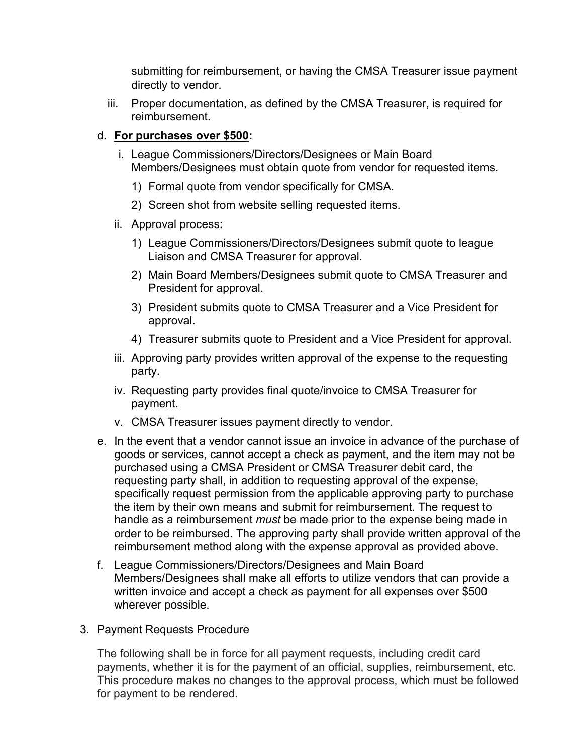submitting for reimbursement, or having the CMSA Treasurer issue payment directly to vendor.

iii. Proper documentation, as defined by the CMSA Treasurer, is required for reimbursement.

d. **<u>For purchases over $500</u>:**

   i. League Commissioners/Directors/Designees or Main Board Members/Designees must obtain quote from vendor for requested items.

      1) Formal quote from vendor specifically for CMSA.

      2) Screen shot from website selling requested items.

   ii. Approval process:

      1) League Commissioners/Directors/Designees submit quote to league Liaison and CMSA Treasurer for approval.

      2) Main Board Members/Designees submit quote to CMSA Treasurer and President for approval.

      3) President submits quote to CMSA Treasurer and a Vice President for approval.

      4) Treasurer submits quote to President and a Vice President for approval.

   iii. Approving party provides written approval of the expense to the requesting party.

   iv. Requesting party provides final quote/invoice to CMSA Treasurer for payment.

   v. CMSA Treasurer issues payment directly to vendor.

e. In the event that a vendor cannot issue an invoice in advance of the purchase of goods or services, cannot accept a check as payment, and the item may not be purchased using a CMSA President or CMSA Treasurer debit card, the requesting party shall, in addition to requesting approval of the expense, specifically request permission from the applicable approving party to purchase the item by their own means and submit for reimbursement. The request to handle as a reimbursement *must* be made prior to the expense being made in order to be reimbursed. The approving party shall provide written approval of the reimbursement method along with the expense approval as provided above.

f. League Commissioners/Directors/Designees and Main Board Members/Designees shall make all efforts to utilize vendors that can provide a written invoice and accept a check as payment for all expenses over $500 wherever possible.

3. Payment Requests Procedure

   The following shall be in force for all payment requests, including credit card payments, whether it is for the payment of an official, supplies, reimbursement, etc. This procedure makes no changes to the approval process, which must be followed for payment to be rendered.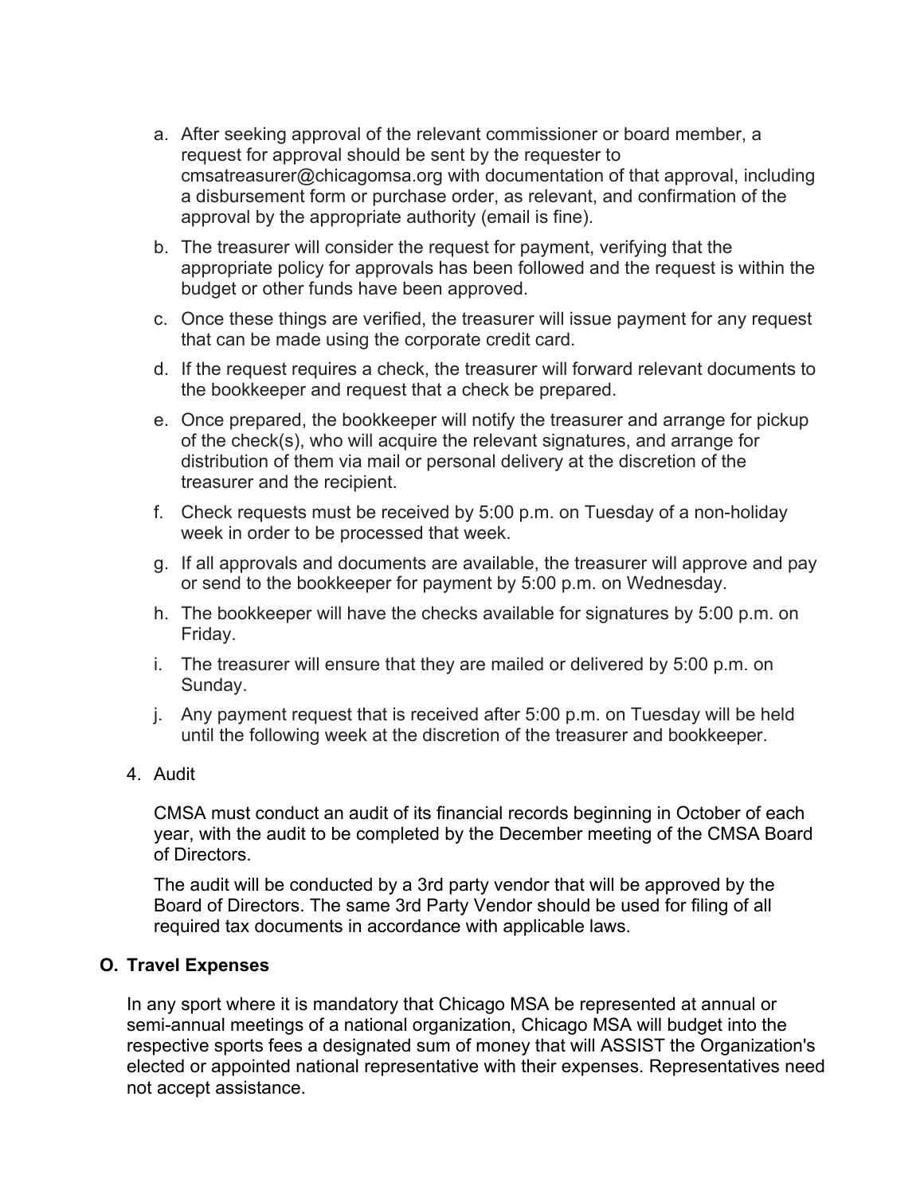a. After seeking approval of the relevant commissioner or board member, a request for approval should be sent by the requester to cmsatreasurer@chicagomsa.org with documentation of that approval, including a disbursement form or purchase order, as relevant, and confirmation of the approval by the appropriate authority (email is fine).

b. The treasurer will consider the request for payment, verifying that the appropriate policy for approvals has been followed and the request is within the budget or other funds have been approved.

c. Once these things are verified, the treasurer will issue payment for any request that can be made using the corporate credit card.

d. If the request requires a check, the treasurer will forward relevant documents to the bookkeeper and request that a check be prepared.

e. Once prepared, the bookkeeper will notify the treasurer and arrange for pickup of the check(s), who will acquire the relevant signatures, and arrange for distribution of them via mail or personal delivery at the discretion of the treasurer and the recipient.

f. Check requests must be received by 5:00 p.m. on Tuesday of a non-holiday week in order to be processed that week.

g. If all approvals and documents are available, the treasurer will approve and pay or send to the bookkeeper for payment by 5:00 p.m. on Wednesday.

h. The bookkeeper will have the checks available for signatures by 5:00 p.m. on Friday.

i. The treasurer will ensure that they are mailed or delivered by 5:00 p.m. on Sunday.

j. Any payment request that is received after 5:00 p.m. on Tuesday will be held until the following week at the discretion of the treasurer and bookkeeper.

4. Audit

   CMSA must conduct an audit of its financial records beginning in October of each year, with the audit to be completed by the December meeting of the CMSA Board of Directors.

   The audit will be conducted by a 3rd party vendor that will be approved by the Board of Directors. The same 3rd Party Vendor should be used for filing of all required tax documents in accordance with applicable laws.

### O. Travel Expenses

In any sport where it is mandatory that Chicago MSA be represented at annual or semi-annual meetings of a national organization, Chicago MSA will budget into the respective sports fees a designated sum of money that will ASSIST the Organization's elected or appointed national representative with their expenses. Representatives need not accept assistance.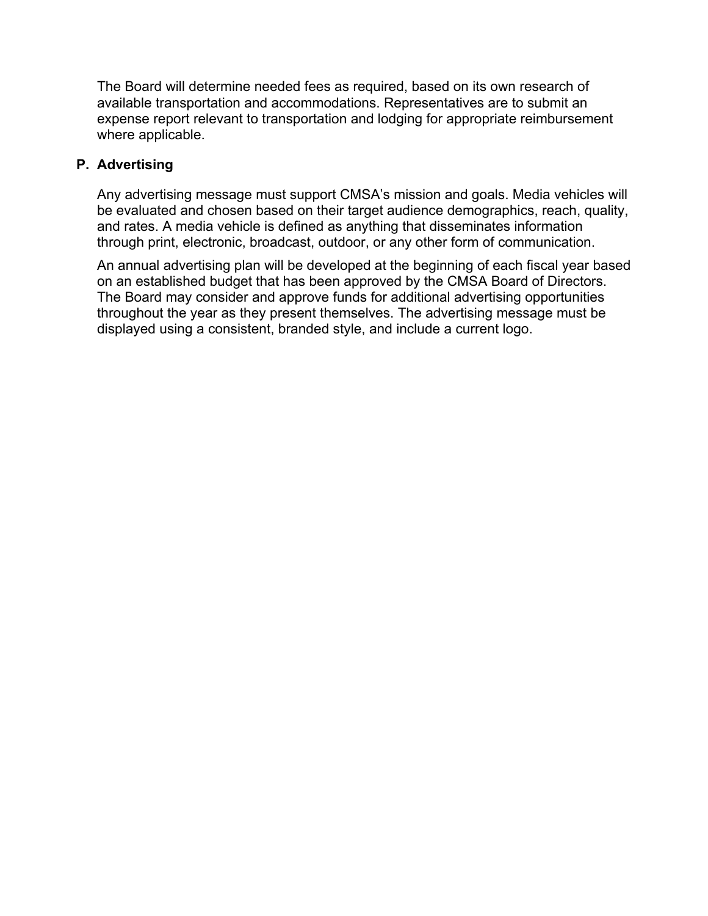The Board will determine needed fees as required, based on its own research of available transportation and accommodations. Representatives are to submit an expense report relevant to transportation and lodging for appropriate reimbursement where applicable.

### P. Advertising

Any advertising message must support CMSA's mission and goals. Media vehicles will be evaluated and chosen based on their target audience demographics, reach, quality, and rates. A media vehicle is defined as anything that disseminates information through print, electronic, broadcast, outdoor, or any other form of communication.

An annual advertising plan will be developed at the beginning of each fiscal year based on an established budget that has been approved by the CMSA Board of Directors. The Board may consider and approve funds for additional advertising opportunities throughout the year as they present themselves. The advertising message must be displayed using a consistent, branded style, and include a current logo.